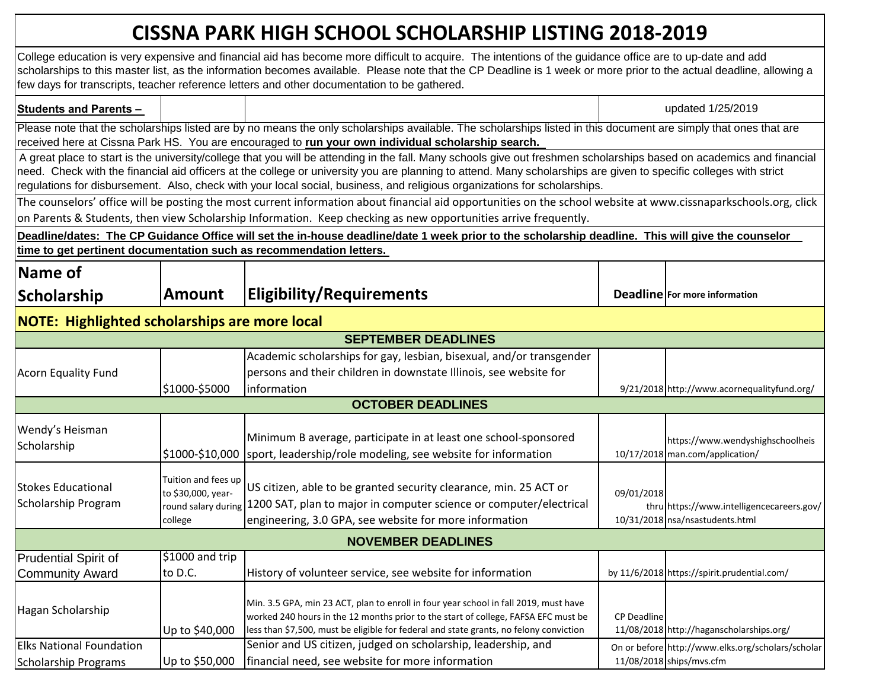# CISSNA PARK HIGH SCHOOL SCHOLARSHIP LISTING 2018-2019

College education is very expensive and financial aid has become more difficult to acquire. The intentions of the guidance office are to up-date and add scholarships to this master list, as the information becomes available. Please note that the CP Deadline is 1 week or more prior to the actual deadline, allowing a few days for transcripts, teacher reference letters and other documentation to be gathered.

**Students and Parents –** updated 1/25/2019

Please note that the scholarships listed are by no means the only scholarships available. The scholarships listed in this document are simply that ones that are received here at Cissna Park HS. You are encouraged to **run your own individual scholarship search.**

A great place to start is the university/college that you will be attending in the fall. Many schools give out freshmen scholarships based on academics and financial need. Check with the financial aid officers at the college or university you are planning to attend. Many scholarships are given to specific colleges with strict regulations for disbursement. Also, check with your local social, business, and religious organizations for scholarships.

The counselors' office will be posting the most current information about financial aid opportunities on the school website at www.cissnaparkschools.org, click on Parents & Students, then view Scholarship Information. Keep checking as new opportunities arrive frequently.

**Deadline/dates: The CP Guidance Office will set the in-house deadline/date 1 week prior to the scholarship deadline. This will give the counselor time to get pertinent documentation such as recommendation letters.**

| Name of Scholarship | Amount | Eligibility/Requirements | Deadline | For more information |
|---|---|---|---|---|
| **NOTE: Highlighted scholarships are more local** | | | | |
| **SEPTEMBER DEADLINES** | | | | |
| Acorn Equality Fund | $1000-$5000 | Academic scholarships for gay, lesbian, bisexual, and/or transgender persons and their children in downstate Illinois, see website for information | 9/21/2018 | http://www.acornequalityfund.org/ |
| **OCTOBER DEADLINES** | | | | |
| Wendy's Heisman Scholarship | $1000-$10,000 | Minimum B average, participate in at least one school-sponsored sport, leadership/role modeling, see website for information | 10/17/2018 | https://www.wendyshighschoolheisman.com/application/ |
| Stokes Educational Scholarship Program | Tuition and fees up to $30,000, year-round salary during college | US citizen, able to be granted security clearance, min. 25 ACT or 1200 SAT, plan to major in computer science or computer/electrical engineering, 3.0 GPA, see website for more information | 09/01/2018 thru 10/31/2018 | https://www.intelligencecareers.gov/nsa/nsastudents.html |
| **NOVEMBER DEADLINES** | | | | |
| Prudential Spirit of Community Award | $1000 and trip to D.C. | History of volunteer service, see website for information | by 11/6/2018 | https://spirit.prudential.com/ |
| Hagan Scholarship | Up to $40,000 | Min. 3.5 GPA, min 23 ACT, plan to enroll in four year school in fall 2019, must have worked 240 hours in the 12 months prior to the start of college, FAFSA EFC must be less than $7,500, must be eligible for federal and state grants, no felony conviction | CP Deadline 11/08/2018 | http://haganscholarships.org/ |
| Elks National Foundation Scholarship Programs | Up to $50,000 | Senior and US citizen, judged on scholarship, leadership, and financial need, see website for more information | On or before 11/08/2018 | http://www.elks.org/scholars/scholarships/mvs.cfm |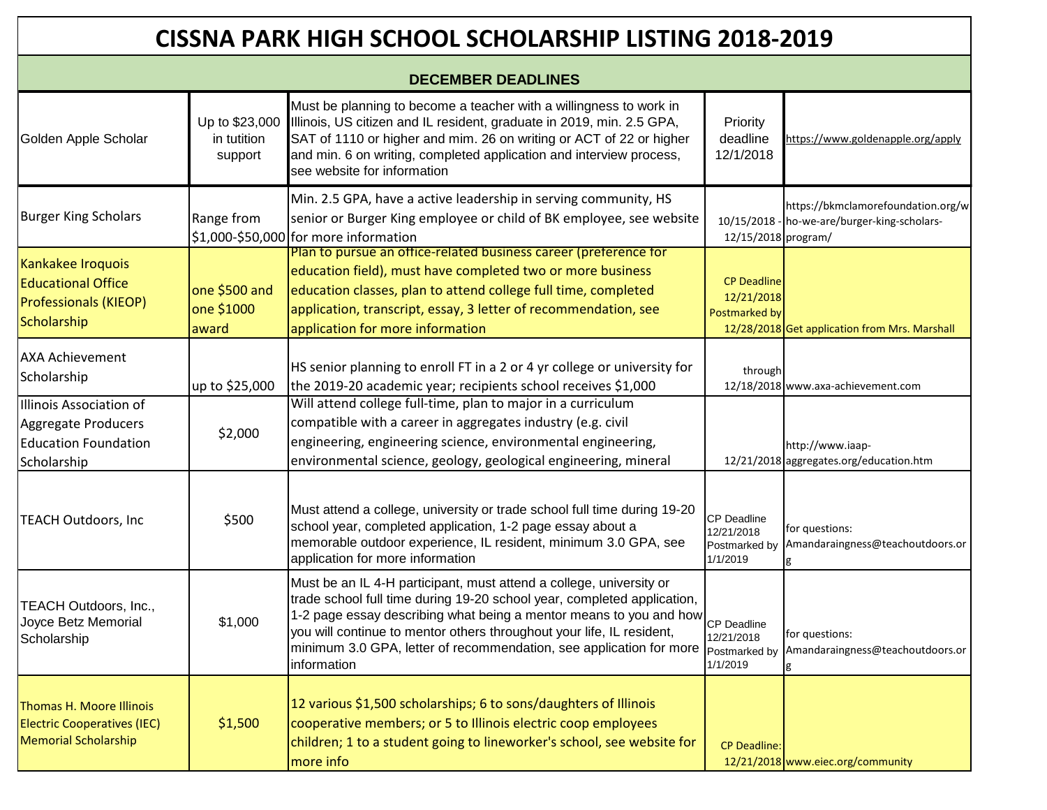# CISSNA PARK HIGH SCHOOL SCHOLARSHIP LISTING 2018-2019

## DECEMBER DEADLINES

| Scholarship | Amount | Requirements | Deadline | Website / Contact |
|---|---|---|---|---|
| Golden Apple Scholar | Up to $23,000 in tutition support | Must be planning to become a teacher with a willingness to work in Illinois, US citizen and IL resident, graduate in 2019, min. 2.5 GPA, SAT of 1110 or higher and mim. 26 on writing or ACT of 22 or higher and min. 6 on writing, completed application and interview process, see website for information | Priority deadline 12/1/2018 | https://www.goldenapple.org/apply |
| Burger King Scholars | Range from $1,000-$50,000 | Min. 2.5 GPA, have a active leadership in serving community, HS senior or Burger King employee or child of BK employee, see website for more information | 10/15/2018 - 12/15/2018 | https://bkmclamorefoundation.org/who-we-are/burger-king-scholars-program/ |
| Kankakee Iroquois Educational Office Professionals (KIEOP) Scholarship | one $500 and one $1000 award | Plan to pursue an office-related business career (preference for education field), must have completed two or more business education classes, plan to attend college full time, completed application, transcript, essay, 3 letter of recommendation, see application for more information | CP Deadline 12/21/2018 Postmarked by 12/28/2018 | Get application from Mrs. Marshall |
| AXA Achievement Scholarship | up to $25,000 | HS senior planning to enroll FT in a 2 or 4 yr college or university for the 2019-20 academic year; recipients school receives $1,000 | through 12/18/2018 | www.axa-achievement.com |
| Illinois Association of Aggregate Producers Education Foundation Scholarship | $2,000 | Will attend college full-time, plan to major in a curriculum compatible with a career in aggregates industry (e.g. civil engineering, engineering science, environmental engineering, environmental science, geology, geological engineering, mineral | 12/21/2018 | http://www.iaap-aggregates.org/education.htm |
| TEACH Outdoors, Inc | $500 | Must attend a college, university or trade school full time during 19-20 school year, completed application, 1-2 page essay about a memorable outdoor experience, IL resident, minimum 3.0 GPA, see application for more information | CP Deadline 12/21/2018 Postmarked by 1/1/2019 | for questions: Amandaraingness@teachoutdoors.org |
| TEACH Outdoors, Inc., Joyce Betz Memorial Scholarship | $1,000 | Must be an IL 4-H participant, must attend a college, university or trade school full time during 19-20 school year, completed application, 1-2 page essay describing what being a mentor means to you and how you will continue to mentor others throughout your life, IL resident, minimum 3.0 GPA, letter of recommendation, see application for more information | CP Deadline 12/21/2018 Postmarked by 1/1/2019 | for questions: Amandaraingness@teachoutdoors.org |
| Thomas H. Moore Illinois Electric Cooperatives (IEC) Memorial Scholarship | $1,500 | 12 various $1,500 scholarships; 6 to sons/daughters of Illinois cooperative members; or 5 to Illinois electric coop employees children; 1 to a student going to lineworker's school, see website for more info | CP Deadline: 12/21/2018 | www.eiec.org/community |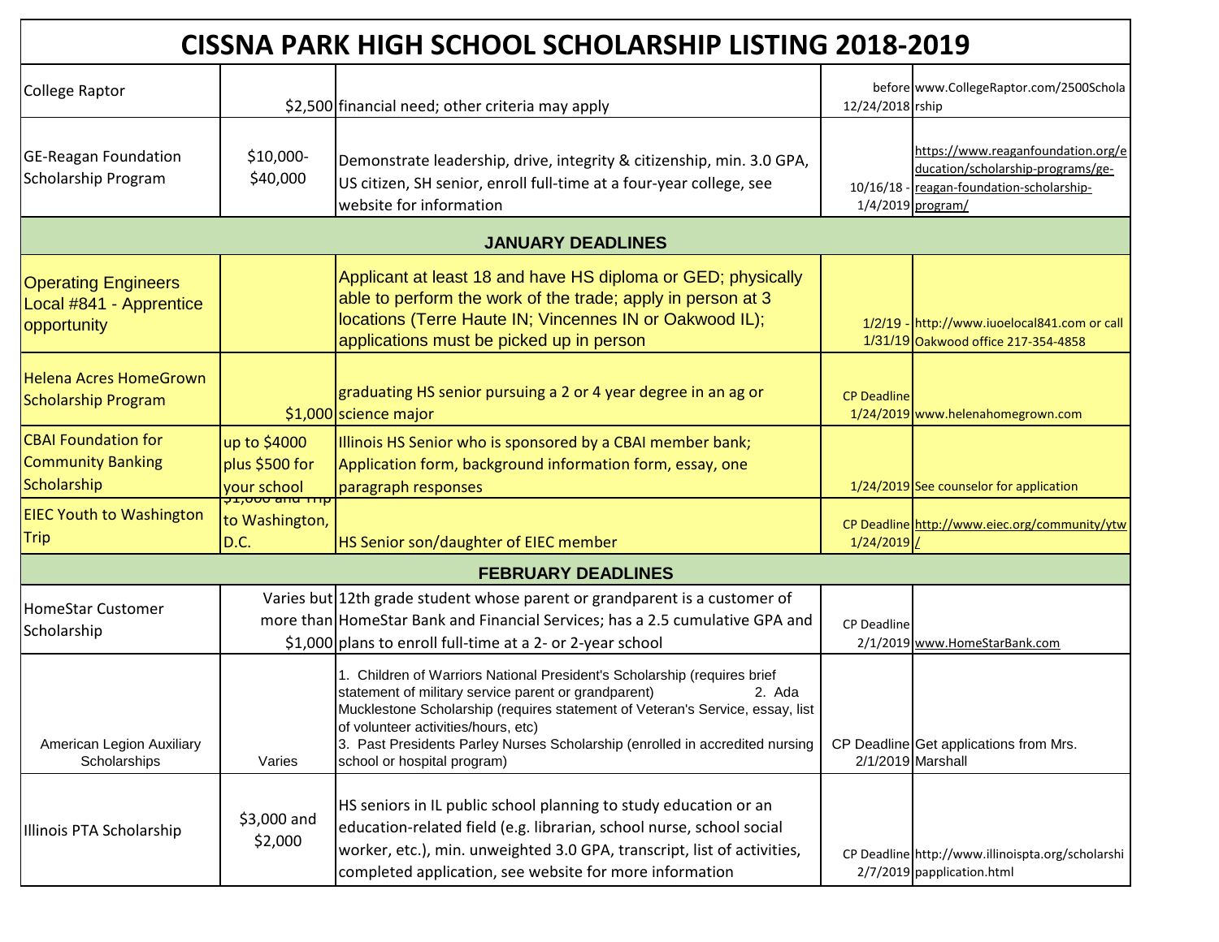# CISSNA PARK HIGH SCHOOL SCHOLARSHIP LISTING 2018-2019

| | | | | |
|---|---|---|---|---|
| College Raptor | $2,500 | financial need; other criteria may apply | before 12/24/2018 | www.CollegeRaptor.com/2500Scholarship |
| GE-Reagan Foundation Scholarship Program | $10,000-$40,000 | Demonstrate leadership, drive, integrity & citizenship, min. 3.0 GPA, US citizen, SH senior, enroll full-time at a four-year college, see website for information | 10/16/18 - 1/4/2019 | https://www.reaganfoundation.org/education/scholarship-programs/ge-reagan-foundation-scholarship-program/ |
| **JANUARY DEADLINES** | | | | |
| Operating Engineers Local #841 - Apprentice opportunity | | Applicant at least 18 and have HS diploma or GED; physically able to perform the work of the trade; apply in person at 3 locations (Terre Haute IN; Vincennes IN or Oakwood IL); applications must be picked up in person | 1/2/19 - 1/31/19 | http://www.iuoelocal841.com or call Oakwood office 217-354-4858 |
| Helena Acres HomeGrown Scholarship Program | $1,000 | graduating HS senior pursuing a 2 or 4 year degree in an ag or science major | CP Deadline 1/24/2019 | www.helenahomegrown.com |
| CBAI Foundation for Community Banking Scholarship | up to $4000 plus $500 for your school | Illinois HS Senior who is sponsored by a CBAI member bank; Application form, background information form, essay, one paragraph responses | 1/24/2019 | See counselor for application |
| EIEC Youth to Washington Trip | $1,000 and Trip to Washington, D.C. | HS Senior son/daughter of EIEC member | CP Deadline 1/24/2019 | http://www.eiec.org/community/ytw/ |
| **FEBRUARY DEADLINES** | | | | |
| HomeStar Customer Scholarship | Varies but more than $1,000 | 12th grade student whose parent or grandparent is a customer of HomeStar Bank and Financial Services; has a 2.5 cumulative GPA and plans to enroll full-time at a 2- or 2-year school | CP Deadline 2/1/2019 | www.HomeStarBank.com |
| American Legion Auxiliary Scholarships | Varies | 1. Children of Warriors National President's Scholarship (requires brief statement of military service parent or grandparent) 2. Ada Mucklestone Scholarship (requires statement of Veteran's Service, essay, list of volunteer activities/hours, etc) 3. Past Presidents Parley Nurses Scholarship (enrolled in accredited nursing school or hospital program) | CP Deadline 2/1/2019 | Get applications from Mrs. Marshall |
| Illinois PTA Scholarship | $3,000 and $2,000 | HS seniors in IL public school planning to study education or an education-related field (e.g. librarian, school nurse, school social worker, etc.), min. unweighted 3.0 GPA, transcript, list of activities, completed application, see website for more information | CP Deadline 2/7/2019 | http://www.illinoispta.org/scholarshipapplication.html |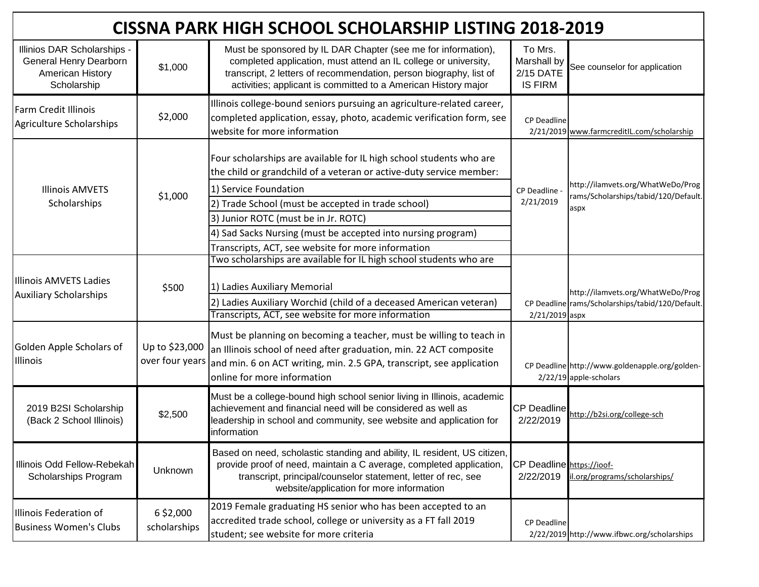# CISSNA PARK HIGH SCHOOL SCHOLARSHIP LISTING 2018-2019

| Scholarship | Amount | Requirements | Deadline | Information |
|---|---|---|---|---|
| Illinios DAR Scholarships - General Henry Dearborn American History Scholarship | $1,000 | Must be sponsored by IL DAR Chapter (see me for information), completed application, must attend an IL college or university, transcript, 2 letters of recommendation, person biography, list of activities; applicant is committed to a American History major | To Mrs. Marshall by 2/15 DATE IS FIRM | See counselor for application |
| Farm Credit Illinois Agriculture Scholarships | $2,000 | Illinois college-bound seniors pursuing an agriculture-related career, completed application, essay, photo, academic verification form, see website for more information | CP Deadline 2/21/2019 | www.farmcreditIL.com/scholarship |
| Illinois AMVETS Scholarships | $1,000 | Four scholarships are available for IL high school students who are the child or grandchild of a veteran or active-duty service member: 1) Service Foundation 2) Trade School (must be accepted in trade school) 3) Junior ROTC (must be in Jr. ROTC) 4) Sad Sacks Nursing (must be accepted into nursing program) Transcripts, ACT, see website for more information | CP Deadline - 2/21/2019 | http://ilamvets.org/WhatWeDo/Programs/Scholarships/tabid/120/Default.aspx |
| Illinois AMVETS Ladies Auxiliary Scholarships | $500 | Two scholarships are available for IL high school students who are 1) Ladies Auxiliary Memorial 2) Ladies Auxiliary Worchid (child of a deceased American veteran) Transcripts, ACT, see website for more information | CP Deadline 2/21/2019 | http://ilamvets.org/WhatWeDo/Programs/Scholarships/tabid/120/Default.aspx |
| Golden Apple Scholars of Illinois | Up to $23,000 over four years | Must be planning on becoming a teacher, must be willing to teach in an Illinois school of need after graduation, min. 22 ACT composite and min. 6 on ACT writing, min. 2.5 GPA, transcript, see application online for more information | CP Deadline 2/22/19 | http://www.goldenapple.org/golden-apple-scholars |
| 2019 B2SI Scholarship (Back 2 School Illinois) | $2,500 | Must be a college-bound high school senior living in Illinois, academic achievement and financial need will be considered as well as leadership in school and community, see website and application for information | CP Deadline 2/22/2019 | http://b2si.org/college-sch |
| Illinois Odd Fellow-Rebekah Scholarships Program | Unknown | Based on need, scholastic standing and ability, IL resident, US citizen, provide proof of need, maintain a C average, completed application, transcript, principal/counselor statement, letter of rec, see website/application for more information | CP Deadline 2/22/2019 | https://ioof-il.org/programs/scholarships/ |
| Illinois Federation of Business Women's Clubs | 6 $2,000 scholarships | 2019 Female graduating HS senior who has been accepted to an accredited trade school, college or university as a FT fall 2019 student; see website for more criteria | CP Deadline 2/22/2019 | http://www.ifbwc.org/scholarships |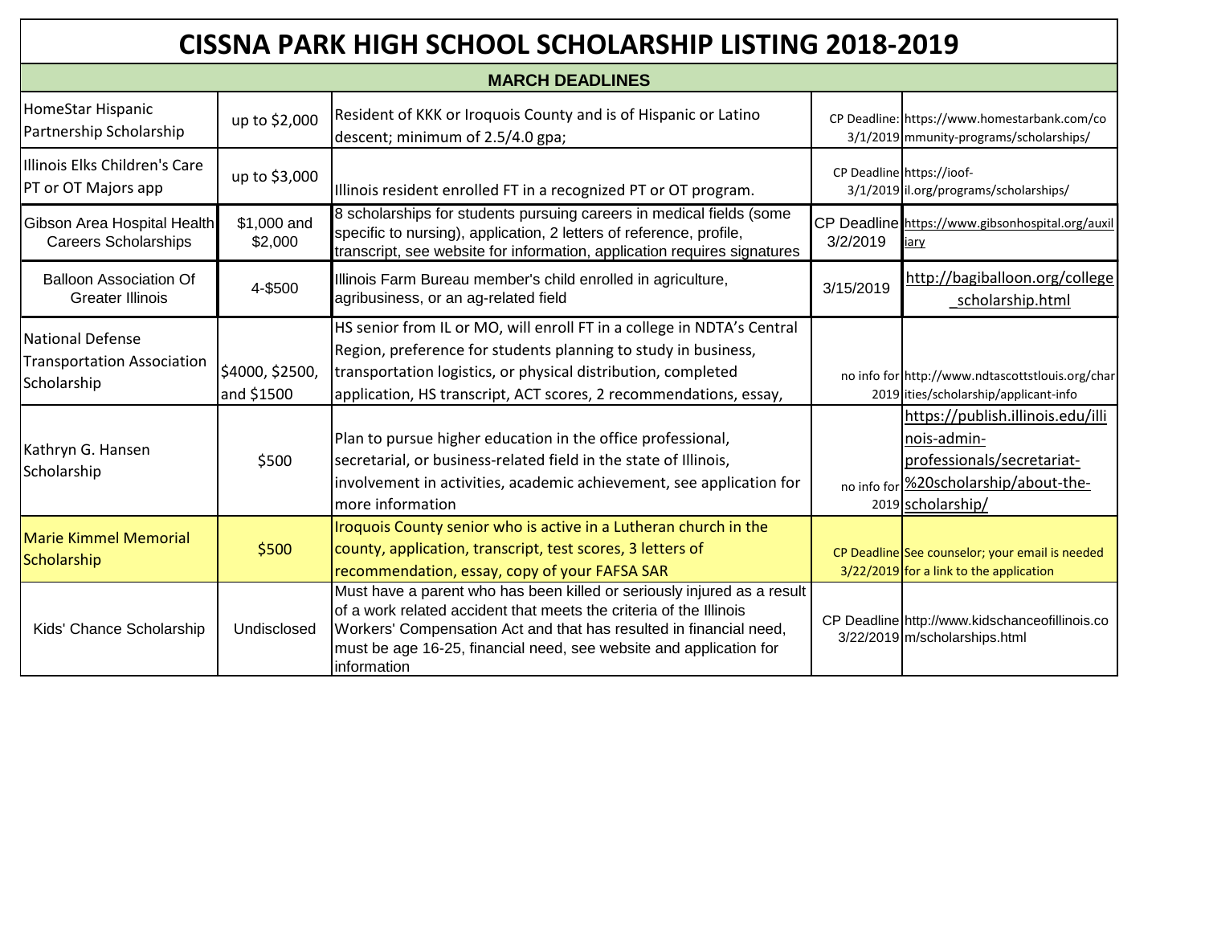# CISSNA PARK HIGH SCHOOL SCHOLARSHIP LISTING 2018-2019

## MARCH DEADLINES

| Scholarship | Amount | Requirements | Deadline | Website |
|---|---|---|---|---|
| HomeStar Hispanic Partnership Scholarship | up to $2,000 | Resident of KKK or Iroquois County and is of Hispanic or Latino descent; minimum of 2.5/4.0 gpa; | CP Deadline: 3/1/2019 | https://www.homestarbank.com/community-programs/scholarships/ |
| Illinois Elks Children's Care PT or OT Majors app | up to $3,000 | Illinois resident enrolled FT in a recognized PT or OT program. | CP Deadline 3/1/2019 | https://ioof-il.org/programs/scholarships/ |
| Gibson Area Hospital Health Careers Scholarships | $1,000 and $2,000 | 8 scholarships for students pursuing careers in medical fields (some specific to nursing), application, 2 letters of reference, profile, transcript, see website for information, application requires signatures | CP Deadline 3/2/2019 | https://www.gibsonhospital.org/auxiliary |
| Balloon Association Of Greater Illinois | 4-$500 | Illinois Farm Bureau member's child enrolled in agriculture, agribusiness, or an ag-related field | 3/15/2019 | http://bagiballoon.org/college_scholarship.html |
| National Defense Transportation Association Scholarship | $4000, $2500, and $1500 | HS senior from IL or MO, will enroll FT in a college in NDTA's Central Region, preference for students planning to study in business, transportation logistics, or physical distribution, completed application, HS transcript, ACT scores, 2 recommendations, essay, | no info for 2019 | http://www.ndtascottstlouis.org/charities/scholarship/applicant-info |
| Kathryn G. Hansen Scholarship | $500 | Plan to pursue higher education in the office professional, secretarial, or business-related field in the state of Illinois, involvement in activities, academic achievement, see application for more information | no info for 2019 | https://publish.illinois.edu/illinois-admin-professionals/secretariat-%20scholarship/about-the-scholarship/ |
| Marie Kimmel Memorial Scholarship | $500 | Iroquois County senior who is active in a Lutheran church in the county, application, transcript, test scores, 3 letters of recommendation, essay, copy of your FAFSA SAR | CP Deadline 3/22/2019 | See counselor; your email is needed for a link to the application |
| Kids' Chance Scholarship | Undisclosed | Must have a parent who has been killed or seriously injured as a result of a work related accident that meets the criteria of the Illinois Workers' Compensation Act and that has resulted in financial need, must be age 16-25, financial need, see website and application for information | CP Deadline 3/22/2019 | http://www.kidschanceofillinois.com/scholarships.html |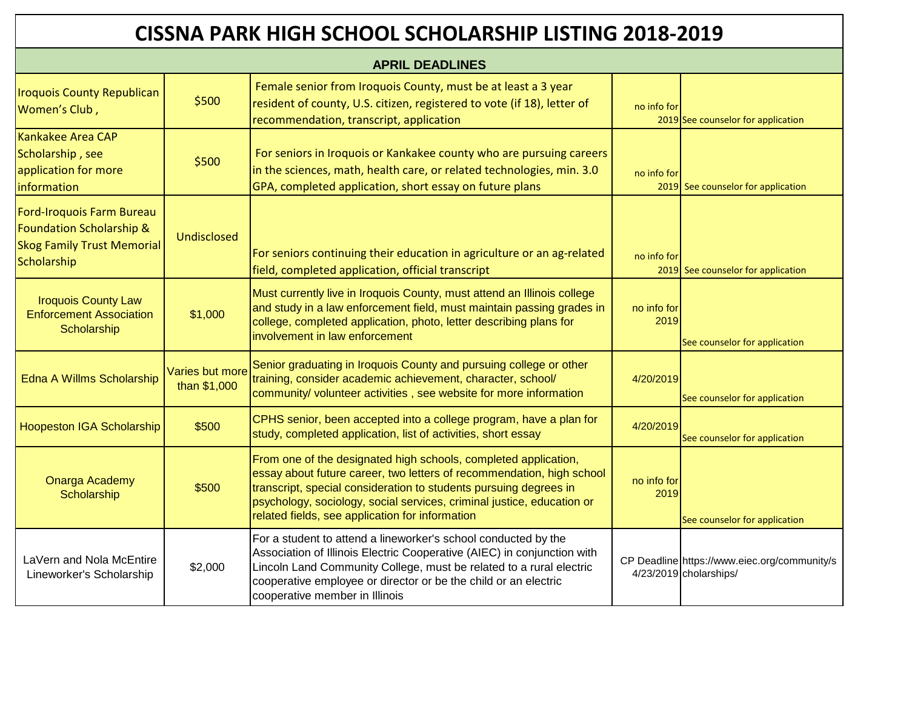# CISSNA PARK HIGH SCHOOL SCHOLARSHIP LISTING 2018-2019

## APRIL DEADLINES

| Scholarship | Amount | Requirements | Deadline | Application |
|---|---|---|---|---|
| Iroquois County Republican Women's Club , | $500 | Female senior from Iroquois County, must be at least a 3 year resident of county, U.S. citizen, registered to vote (if 18), letter of recommendation, transcript, application | no info for 2019 | See counselor for application |
| Kankakee Area CAP Scholarship , see application for more information | $500 | For seniors in Iroquois or Kankakee county who are pursuing careers in the sciences, math, health care, or related technologies, min. 3.0 GPA, completed application, short essay on future plans | no info for 2019 | See counselor for application |
| Ford-Iroquois Farm Bureau Foundation Scholarship & Skog Family Trust Memorial Scholarship | Undisclosed | For seniors continuing their education in agriculture or an ag-related field, completed application, official transcript | no info for 2019 | See counselor for application |
| Iroquois County Law Enforcement Association Scholarship | $1,000 | Must currently live in Iroquois County, must attend an Illinois college and study in a law enforcement field, must maintain passing grades in college, completed application, photo, letter describing plans for involvement in law enforcement | no info for 2019 | See counselor for application |
| Edna A Willms Scholarship | Varies but more than $1,000 | Senior graduating in Iroquois County and pursuing college or other training, consider academic achievement, character, school/ community/ volunteer activities , see website for more information | 4/20/2019 | See counselor for application |
| Hoopeston IGA Scholarship | $500 | CPHS senior, been accepted into a college program, have a plan for study, completed application, list of activities, short essay | 4/20/2019 | See counselor for application |
| Onarga Academy Scholarship | $500 | From one of the designated high schools, completed application, essay about future career, two letters of recommendation, high school transcript, special consideration to students pursuing degrees in psychology, sociology, social services, criminal justice, education or related fields, see application for information | no info for 2019 | See counselor for application |
| LaVern and Nola McEntire Lineworker's Scholarship | $2,000 | For a student to attend a lineworker's school conducted by the Association of Illinois Electric Cooperative (AIEC) in conjunction with Lincoln Land Community College, must be related to a rural electric cooperative employee or director or be the child or an electric cooperative member in Illinois | CP Deadline 4/23/2019 | https://www.eiec.org/community/scholarships/ |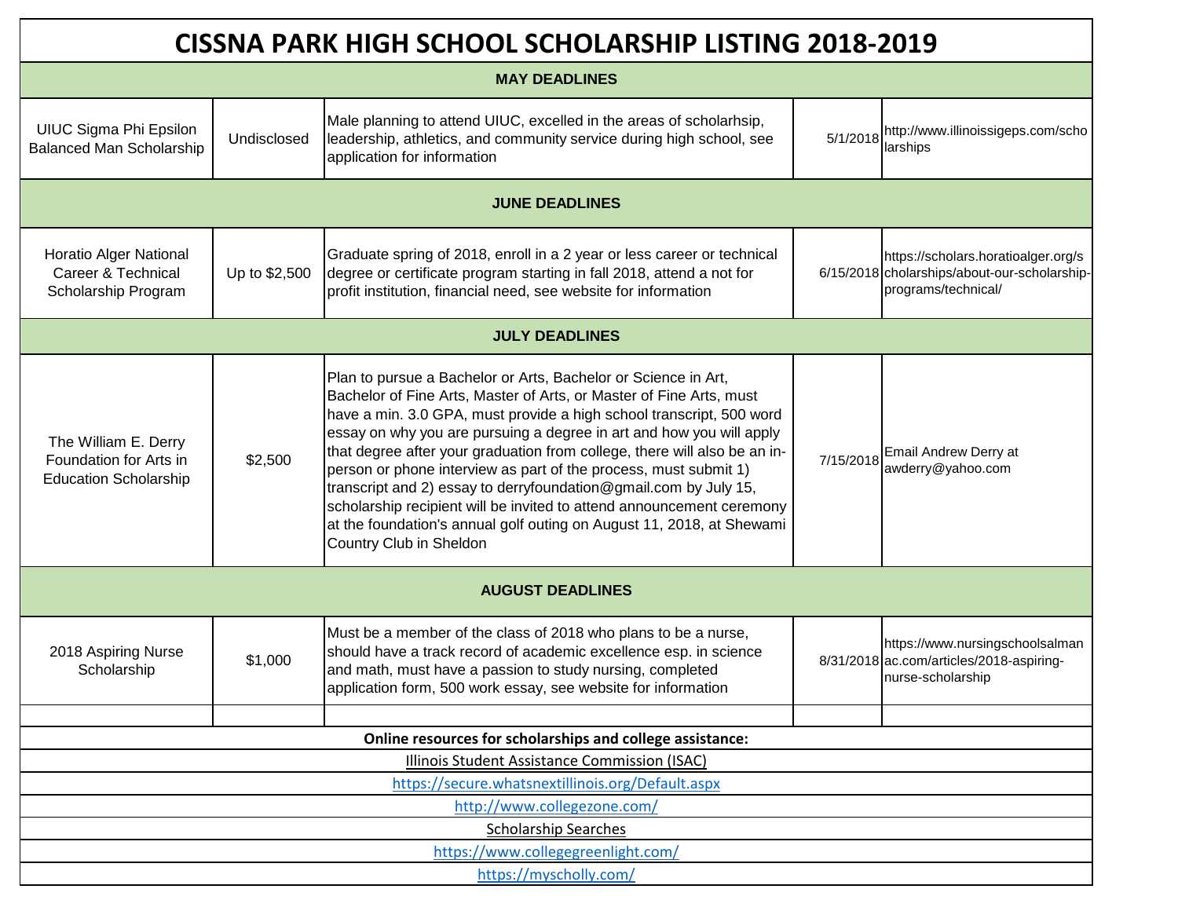# CISSNA PARK HIGH SCHOOL SCHOLARSHIP LISTING 2018-2019

| | | | | |
|---|---|---|---|---|
| **MAY DEADLINES** | | | | |
| UIUC Sigma Phi Epsilon Balanced Man Scholarship | Undisclosed | Male planning to attend UIUC, excelled in the areas of scholarhsip, leadership, athletics, and community service during high school, see application for information | 5/1/2018 | http://www.illinoissigeps.com/scholarships |
| **JUNE DEADLINES** | | | | |
| Horatio Alger National Career & Technical Scholarship Program | Up to $2,500 | Graduate spring of 2018, enroll in a 2 year or less career or technical degree or certificate program starting in fall 2018, attend a not for profit institution, financial need, see website for information | 6/15/2018 | https://scholars.horatioalger.org/scholarships/about-our-scholarship-programs/technical/ |
| **JULY DEADLINES** | | | | |
| The William E. Derry Foundation for Arts in Education Scholarship | $2,500 | Plan to pursue a Bachelor or Arts, Bachelor or Science in Art, Bachelor of Fine Arts, Master of Arts, or Master of Fine Arts, must have a min. 3.0 GPA, must provide a high school transcript, 500 word essay on why you are pursuing a degree in art and how you will apply that degree after your graduation from college, there will also be an in-person or phone interview as part of the process, must submit 1) transcript and 2) essay to derryfoundation@gmail.com by July 15, scholarship recipient will be invited to attend announcement ceremony at the foundation's annual golf outing on August 11, 2018, at Shewami Country Club in Sheldon | 7/15/2018 | Email Andrew Derry at awderry@yahoo.com |
| **AUGUST DEADLINES** | | | | |
| 2018 Aspiring Nurse Scholarship | $1,000 | Must be a member of the class of 2018 who plans to be a nurse, should have a track record of academic excellence esp. in science and math, must have a passion to study nursing, completed application form, 500 work essay, see website for information | 8/31/2018 | https://www.nursingschoolsalmanac.com/articles/2018-aspiring-nurse-scholarship |
| | | | | |

**Online resources for scholarships and college assistance:**

Illinois Student Assistance Commission (ISAC)

https://secure.whatsnextillinois.org/Default.aspx

http://www.collegezone.com/

Scholarship Searches

https://www.collegegreenlight.com/

https://myscholly.com/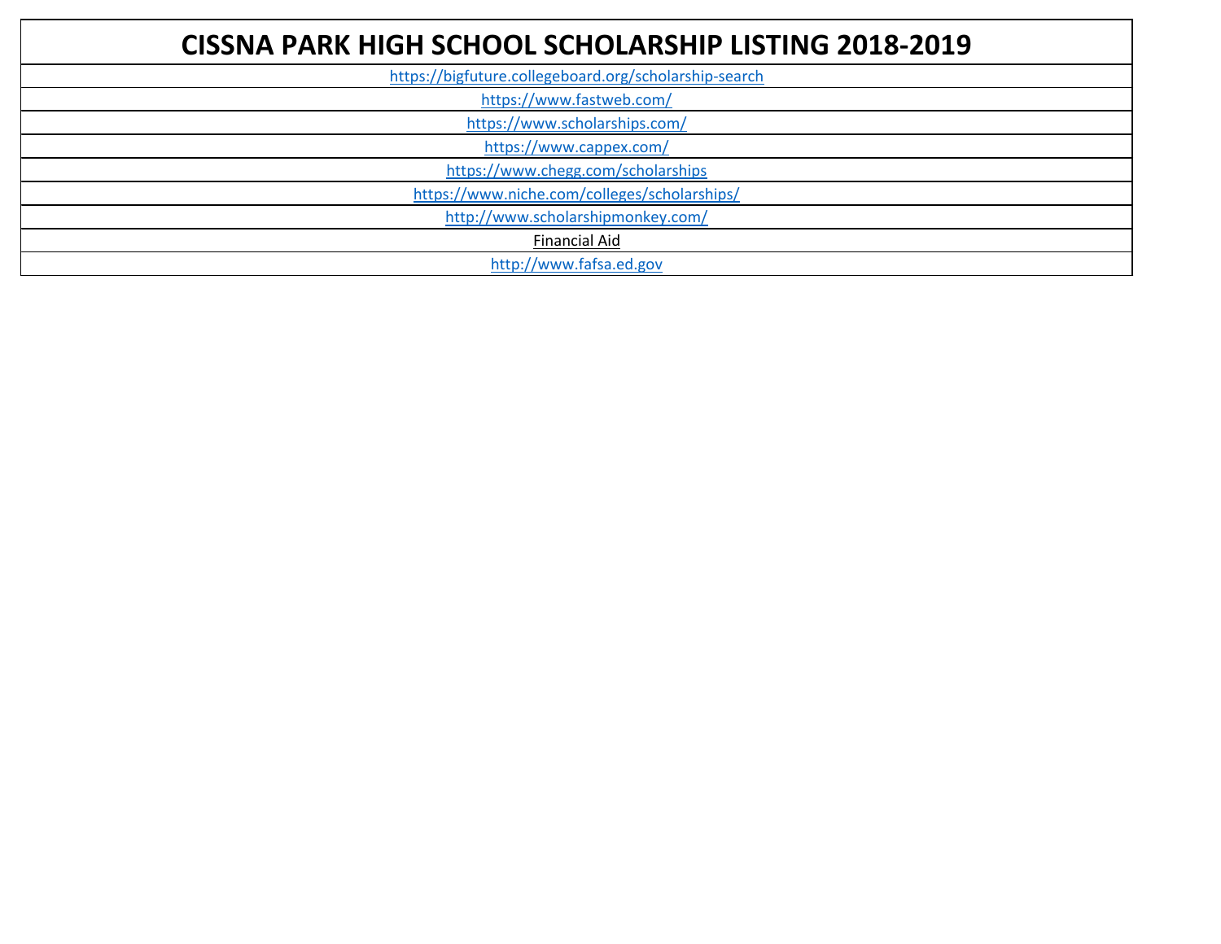| CISSNA PARK HIGH SCHOOL SCHOLARSHIP LISTING 2018-2019 |
|---|
| https://bigfuture.collegeboard.org/scholarship-search |
| https://www.fastweb.com/ |
| https://www.scholarships.com/ |
| https://www.cappex.com/ |
| https://www.chegg.com/scholarships |
| https://www.niche.com/colleges/scholarships/ |
| http://www.scholarshipmonkey.com/ |
| Financial Aid |
| http://www.fafsa.ed.gov |